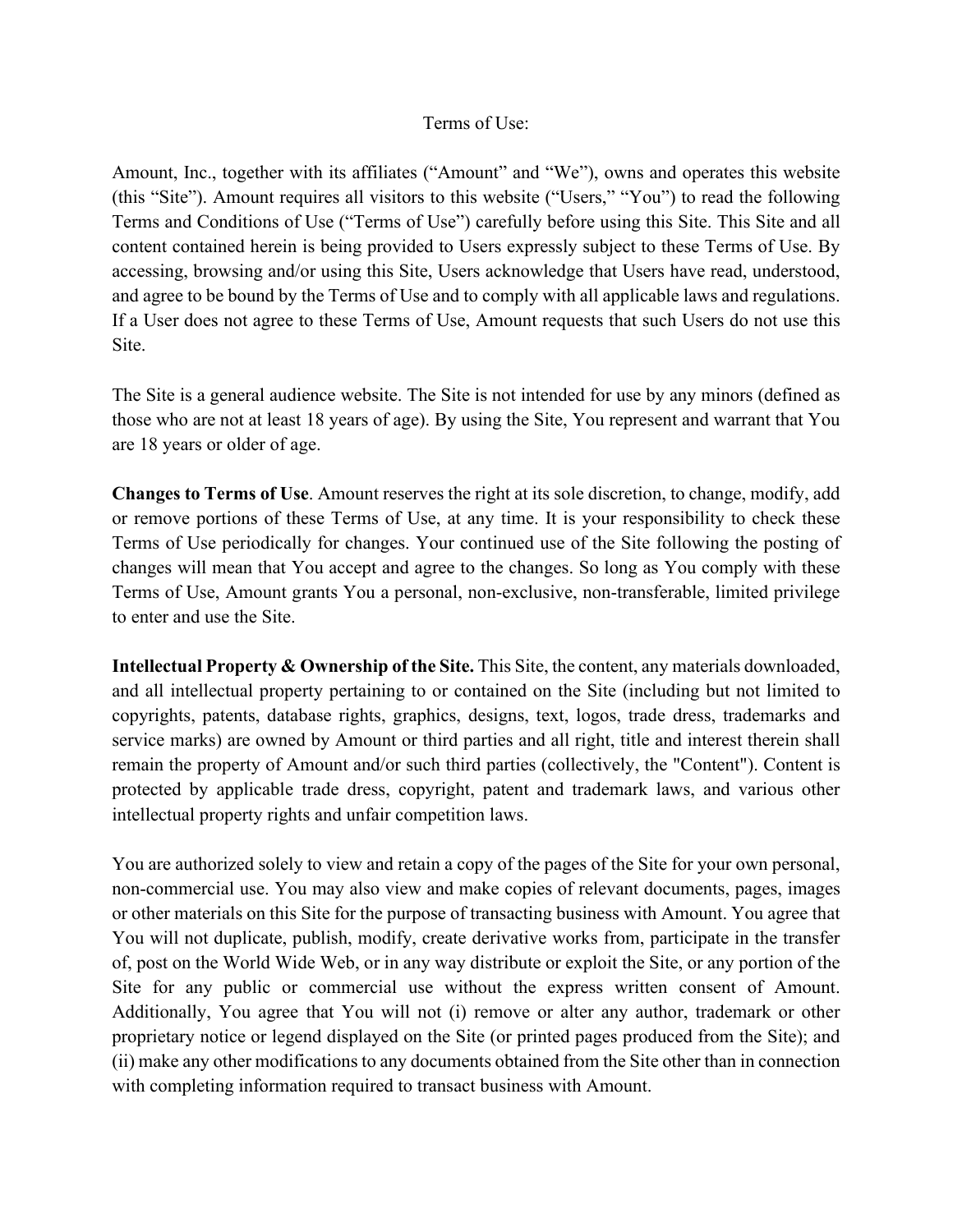# Terms of Use:

Amount, Inc., together with its affiliates ("Amount" and "We"), owns and operates this website (this "Site"). Amount requires all visitors to this website ("Users," "You") to read the following Terms and Conditions of Use ("Terms of Use") carefully before using this Site. This Site and all content contained herein is being provided to Users expressly subject to these Terms of Use. By accessing, browsing and/or using this Site, Users acknowledge that Users have read, understood, and agree to be bound by the Terms of Use and to comply with all applicable laws and regulations. If a User does not agree to these Terms of Use, Amount requests that such Users do not use this Site.

The Site is a general audience website. The Site is not intended for use by any minors (defined as those who are not at least 18 years of age). By using the Site, You represent and warrant that You are 18 years or older of age.

**Changes to Terms of Use**. Amount reserves the right at its sole discretion, to change, modify, add or remove portions of these Terms of Use, at any time. It is your responsibility to check these Terms of Use periodically for changes. Your continued use of the Site following the posting of changes will mean that You accept and agree to the changes. So long as You comply with these Terms of Use, Amount grants You a personal, non-exclusive, non-transferable, limited privilege to enter and use the Site.

**Intellectual Property & Ownership of the Site.** This Site, the content, any materials downloaded, and all intellectual property pertaining to or contained on the Site (including but not limited to copyrights, patents, database rights, graphics, designs, text, logos, trade dress, trademarks and service marks) are owned by Amount or third parties and all right, title and interest therein shall remain the property of Amount and/or such third parties (collectively, the "Content"). Content is protected by applicable trade dress, copyright, patent and trademark laws, and various other intellectual property rights and unfair competition laws.

You are authorized solely to view and retain a copy of the pages of the Site for your own personal, non-commercial use. You may also view and make copies of relevant documents, pages, images or other materials on this Site for the purpose of transacting business with Amount. You agree that You will not duplicate, publish, modify, create derivative works from, participate in the transfer of, post on the World Wide Web, or in any way distribute or exploit the Site, or any portion of the Site for any public or commercial use without the express written consent of Amount. Additionally, You agree that You will not (i) remove or alter any author, trademark or other proprietary notice or legend displayed on the Site (or printed pages produced from the Site); and (ii) make any other modifications to any documents obtained from the Site other than in connection with completing information required to transact business with Amount.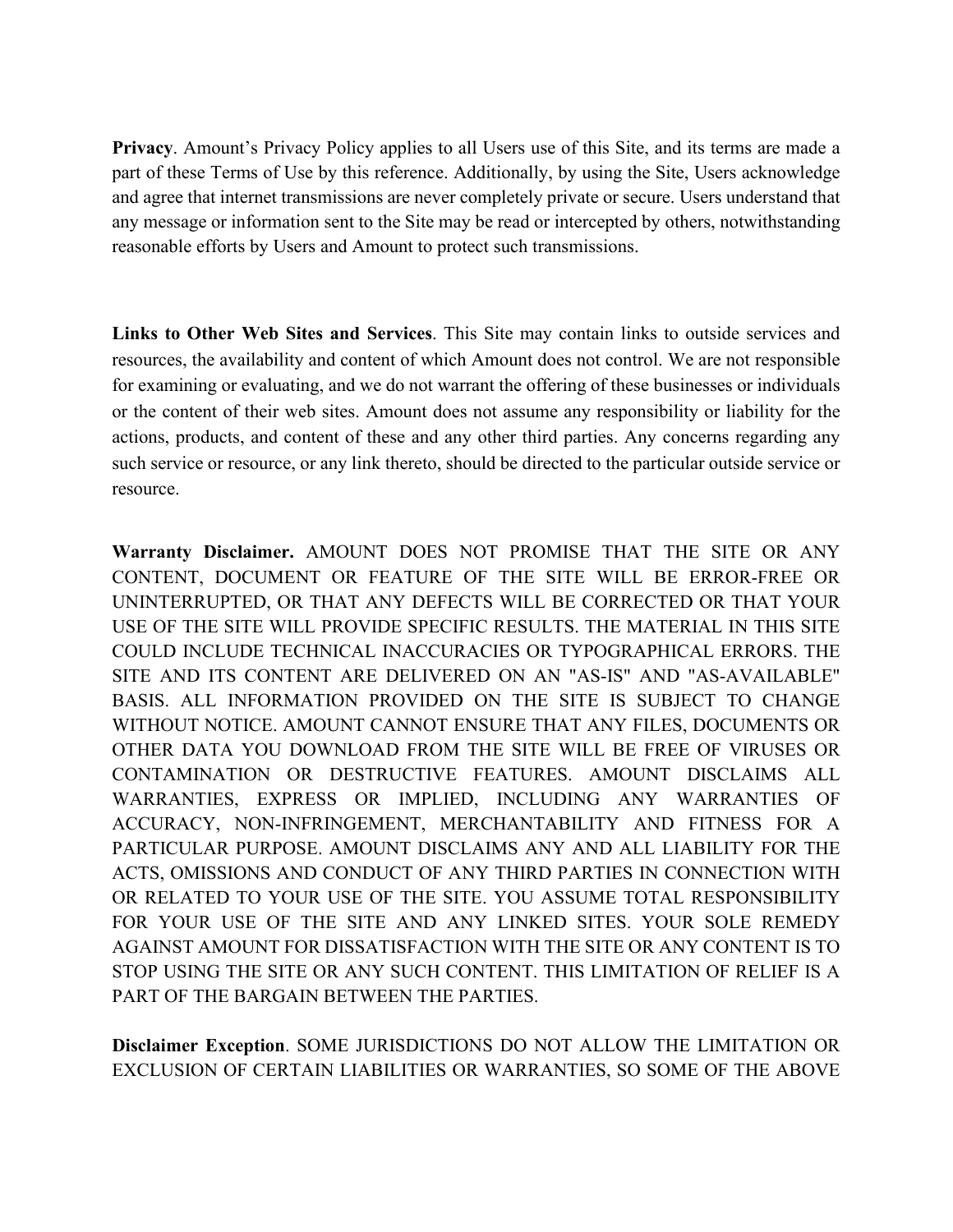**Privacy**. Amount's Privacy Policy applies to all Users use of this Site, and its terms are made a part of these Terms of Use by this reference. Additionally, by using the Site, Users acknowledge and agree that internet transmissions are never completely private or secure. Users understand that any message or information sent to the Site may be read or intercepted by others, notwithstanding reasonable efforts by Users and Amount to protect such transmissions.

**Links to Other Web Sites and Services**. This Site may contain links to outside services and resources, the availability and content of which Amount does not control. We are not responsible for examining or evaluating, and we do not warrant the offering of these businesses or individuals or the content of their web sites. Amount does not assume any responsibility or liability for the actions, products, and content of these and any other third parties. Any concerns regarding any such service or resource, or any link thereto, should be directed to the particular outside service or resource.

**Warranty Disclaimer.** AMOUNT DOES NOT PROMISE THAT THE SITE OR ANY CONTENT, DOCUMENT OR FEATURE OF THE SITE WILL BE ERROR-FREE OR UNINTERRUPTED, OR THAT ANY DEFECTS WILL BE CORRECTED OR THAT YOUR USE OF THE SITE WILL PROVIDE SPECIFIC RESULTS. THE MATERIAL IN THIS SITE COULD INCLUDE TECHNICAL INACCURACIES OR TYPOGRAPHICAL ERRORS. THE SITE AND ITS CONTENT ARE DELIVERED ON AN "AS-IS" AND "AS-AVAILABLE" BASIS. ALL INFORMATION PROVIDED ON THE SITE IS SUBJECT TO CHANGE WITHOUT NOTICE. AMOUNT CANNOT ENSURE THAT ANY FILES, DOCUMENTS OR OTHER DATA YOU DOWNLOAD FROM THE SITE WILL BE FREE OF VIRUSES OR CONTAMINATION OR DESTRUCTIVE FEATURES. AMOUNT DISCLAIMS ALL WARRANTIES, EXPRESS OR IMPLIED, INCLUDING ANY WARRANTIES OF ACCURACY, NON-INFRINGEMENT, MERCHANTABILITY AND FITNESS FOR A PARTICULAR PURPOSE. AMOUNT DISCLAIMS ANY AND ALL LIABILITY FOR THE ACTS, OMISSIONS AND CONDUCT OF ANY THIRD PARTIES IN CONNECTION WITH OR RELATED TO YOUR USE OF THE SITE. YOU ASSUME TOTAL RESPONSIBILITY FOR YOUR USE OF THE SITE AND ANY LINKED SITES. YOUR SOLE REMEDY AGAINST AMOUNT FOR DISSATISFACTION WITH THE SITE OR ANY CONTENT IS TO STOP USING THE SITE OR ANY SUCH CONTENT. THIS LIMITATION OF RELIEF IS A PART OF THE BARGAIN BETWEEN THE PARTIES.

**Disclaimer Exception**. SOME JURISDICTIONS DO NOT ALLOW THE LIMITATION OR EXCLUSION OF CERTAIN LIABILITIES OR WARRANTIES, SO SOME OF THE ABOVE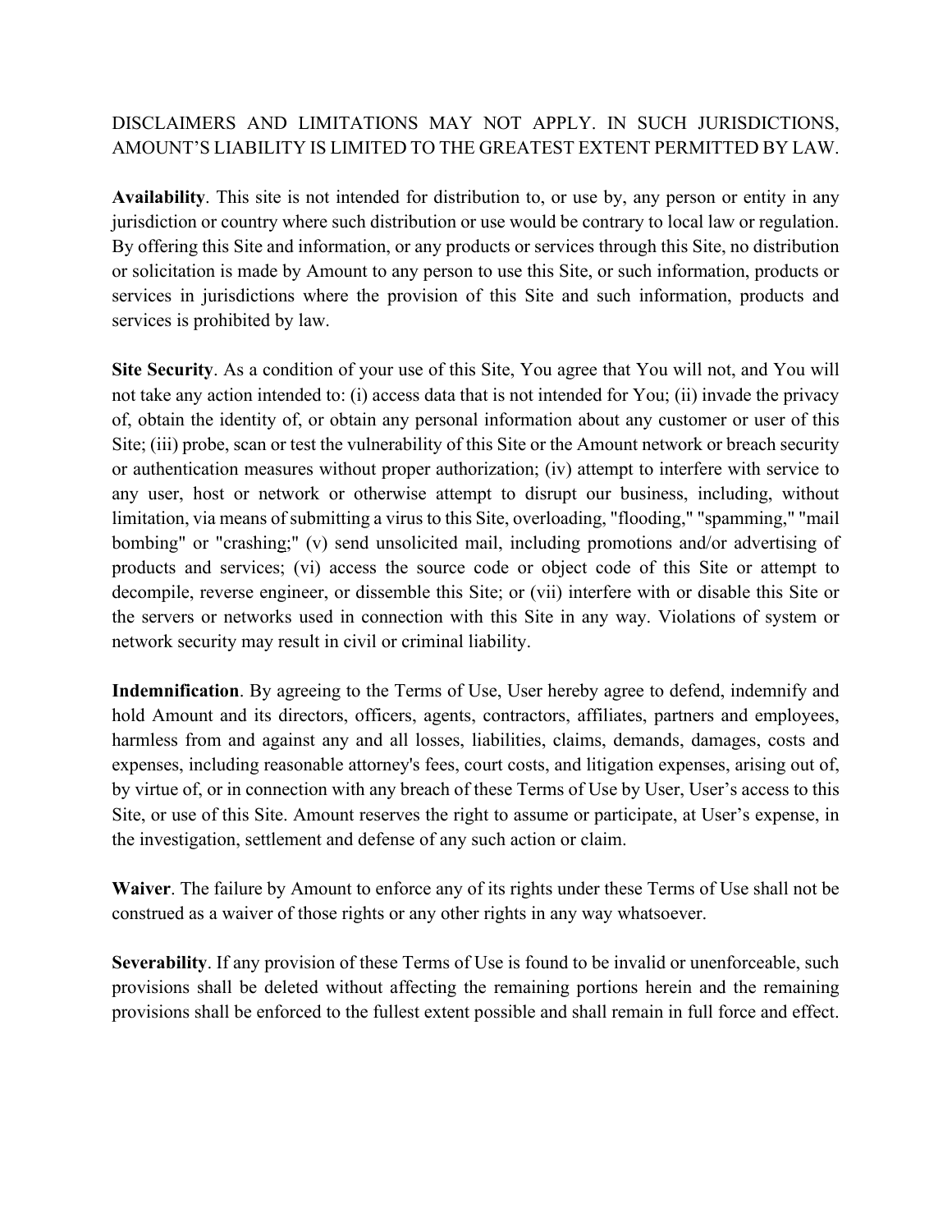DISCLAIMERS AND LIMITATIONS MAY NOT APPLY. IN SUCH JURISDICTIONS, AMOUNT'S LIABILITY IS LIMITED TO THE GREATEST EXTENT PERMITTED BY LAW.

**Availability**. This site is not intended for distribution to, or use by, any person or entity in any jurisdiction or country where such distribution or use would be contrary to local law or regulation. By offering this Site and information, or any products or services through this Site, no distribution or solicitation is made by Amount to any person to use this Site, or such information, products or services in jurisdictions where the provision of this Site and such information, products and services is prohibited by law.

**Site Security**. As a condition of your use of this Site, You agree that You will not, and You will not take any action intended to: (i) access data that is not intended for You; (ii) invade the privacy of, obtain the identity of, or obtain any personal information about any customer or user of this Site; (iii) probe, scan or test the vulnerability of this Site or the Amount network or breach security or authentication measures without proper authorization; (iv) attempt to interfere with service to any user, host or network or otherwise attempt to disrupt our business, including, without limitation, via means of submitting a virus to this Site, overloading, "flooding," "spamming," "mail bombing" or "crashing;" (v) send unsolicited mail, including promotions and/or advertising of products and services; (vi) access the source code or object code of this Site or attempt to decompile, reverse engineer, or dissemble this Site; or (vii) interfere with or disable this Site or the servers or networks used in connection with this Site in any way. Violations of system or network security may result in civil or criminal liability.

**Indemnification**. By agreeing to the Terms of Use, User hereby agree to defend, indemnify and hold Amount and its directors, officers, agents, contractors, affiliates, partners and employees, harmless from and against any and all losses, liabilities, claims, demands, damages, costs and expenses, including reasonable attorney's fees, court costs, and litigation expenses, arising out of, by virtue of, or in connection with any breach of these Terms of Use by User, User's access to this Site, or use of this Site. Amount reserves the right to assume or participate, at User's expense, in the investigation, settlement and defense of any such action or claim.

**Waiver**. The failure by Amount to enforce any of its rights under these Terms of Use shall not be construed as a waiver of those rights or any other rights in any way whatsoever.

**Severability**. If any provision of these Terms of Use is found to be invalid or unenforceable, such provisions shall be deleted without affecting the remaining portions herein and the remaining provisions shall be enforced to the fullest extent possible and shall remain in full force and effect.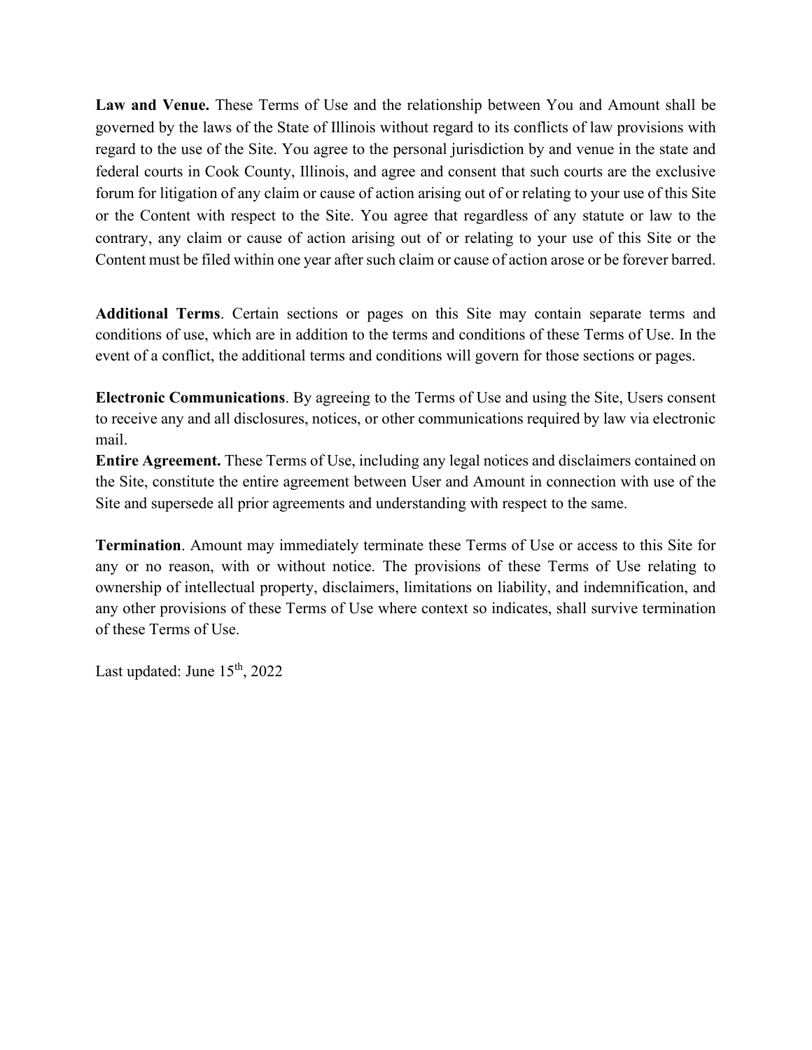**Law and Venue.** These Terms of Use and the relationship between You and Amount shall be governed by the laws of the State of Illinois without regard to its conflicts of law provisions with regard to the use of the Site. You agree to the personal jurisdiction by and venue in the state and federal courts in Cook County, Illinois, and agree and consent that such courts are the exclusive forum for litigation of any claim or cause of action arising out of or relating to your use of this Site or the Content with respect to the Site. You agree that regardless of any statute or law to the contrary, any claim or cause of action arising out of or relating to your use of this Site or the Content must be filed within one year after such claim or cause of action arose or be forever barred.

**Additional Terms**. Certain sections or pages on this Site may contain separate terms and conditions of use, which are in addition to the terms and conditions of these Terms of Use. In the event of a conflict, the additional terms and conditions will govern for those sections or pages.

**Electronic Communications**. By agreeing to the Terms of Use and using the Site, Users consent to receive any and all disclosures, notices, or other communications required by law via electronic mail.

**Entire Agreement.** These Terms of Use, including any legal notices and disclaimers contained on the Site, constitute the entire agreement between User and Amount in connection with use of the Site and supersede all prior agreements and understanding with respect to the same.

**Termination**. Amount may immediately terminate these Terms of Use or access to this Site for any or no reason, with or without notice. The provisions of these Terms of Use relating to ownership of intellectual property, disclaimers, limitations on liability, and indemnification, and any other provisions of these Terms of Use where context so indicates, shall survive termination of these Terms of Use.

Last updated: June 15th, 2022